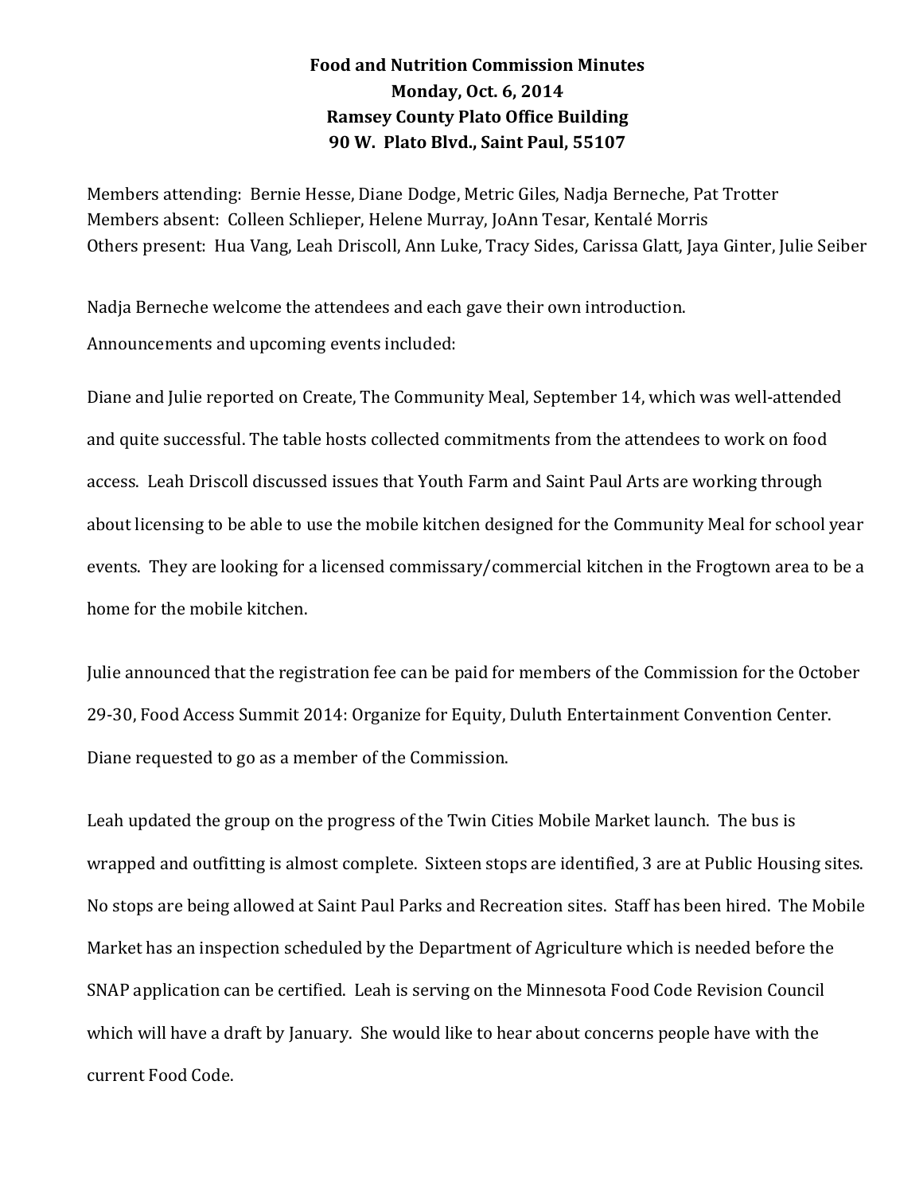**Food and Nutrition Commission Minutes**
**Monday, Oct. 6, 2014**
**Ramsey County Plato Office Building**
**90 W. Plato Blvd., Saint Paul, 55107**

Members attending: Bernie Hesse, Diane Dodge, Metric Giles, Nadja Berneche, Pat Trotter
Members absent: Colleen Schlieper, Helene Murray, JoAnn Tesar, Kentalé Morris
Others present: Hua Vang, Leah Driscoll, Ann Luke, Tracy Sides, Carissa Glatt, Jaya Ginter, Julie Seiber

Nadja Berneche welcome the attendees and each gave their own introduction.
Announcements and upcoming events included:

Diane and Julie reported on Create, The Community Meal, September 14, which was well-attended and quite successful. The table hosts collected commitments from the attendees to work on food access. Leah Driscoll discussed issues that Youth Farm and Saint Paul Arts are working through about licensing to be able to use the mobile kitchen designed for the Community Meal for school year events. They are looking for a licensed commissary/commercial kitchen in the Frogtown area to be a home for the mobile kitchen.

Julie announced that the registration fee can be paid for members of the Commission for the October 29-30, Food Access Summit 2014: Organize for Equity, Duluth Entertainment Convention Center. Diane requested to go as a member of the Commission.

Leah updated the group on the progress of the Twin Cities Mobile Market launch. The bus is wrapped and outfitting is almost complete. Sixteen stops are identified, 3 are at Public Housing sites. No stops are being allowed at Saint Paul Parks and Recreation sites. Staff has been hired. The Mobile Market has an inspection scheduled by the Department of Agriculture which is needed before the SNAP application can be certified. Leah is serving on the Minnesota Food Code Revision Council which will have a draft by January. She would like to hear about concerns people have with the current Food Code.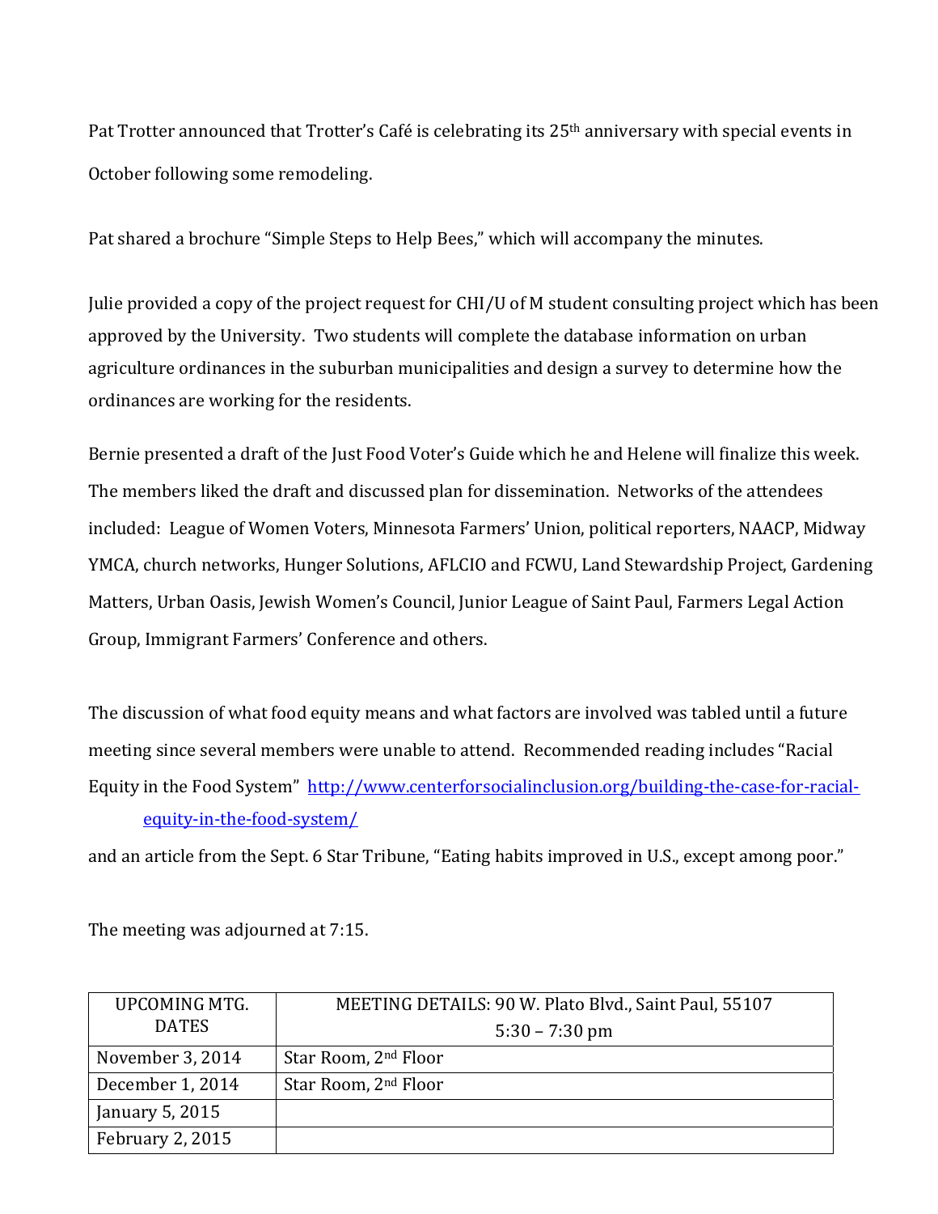Pat Trotter announced that Trotter's Café is celebrating its 25th anniversary with special events in October following some remodeling.

Pat shared a brochure "Simple Steps to Help Bees," which will accompany the minutes.

Julie provided a copy of the project request for CHI/U of M student consulting project which has been approved by the University. Two students will complete the database information on urban agriculture ordinances in the suburban municipalities and design a survey to determine how the ordinances are working for the residents.

Bernie presented a draft of the Just Food Voter's Guide which he and Helene will finalize this week. The members liked the draft and discussed plan for dissemination. Networks of the attendees included: League of Women Voters, Minnesota Farmers' Union, political reporters, NAACP, Midway YMCA, church networks, Hunger Solutions, AFLCIO and FCWU, Land Stewardship Project, Gardening Matters, Urban Oasis, Jewish Women's Council, Junior League of Saint Paul, Farmers Legal Action Group, Immigrant Farmers' Conference and others.

The discussion of what food equity means and what factors are involved was tabled until a future meeting since several members were unable to attend. Recommended reading includes "Racial Equity in the Food System" http://www.centerforsocialinclusion.org/building-the-case-for-racial-equity-in-the-food-system/

and an article from the Sept. 6 Star Tribune, "Eating habits improved in U.S., except among poor."

The meeting was adjourned at 7:15.

| UPCOMING MTG. DATES | MEETING DETAILS: 90 W. Plato Blvd., Saint Paul, 55107 5:30 – 7:30 pm |
|---|---|
| November 3, 2014 | Star Room, 2nd Floor |
| December 1, 2014 | Star Room, 2nd Floor |
| January 5, 2015 | |
| February 2, 2015 | |